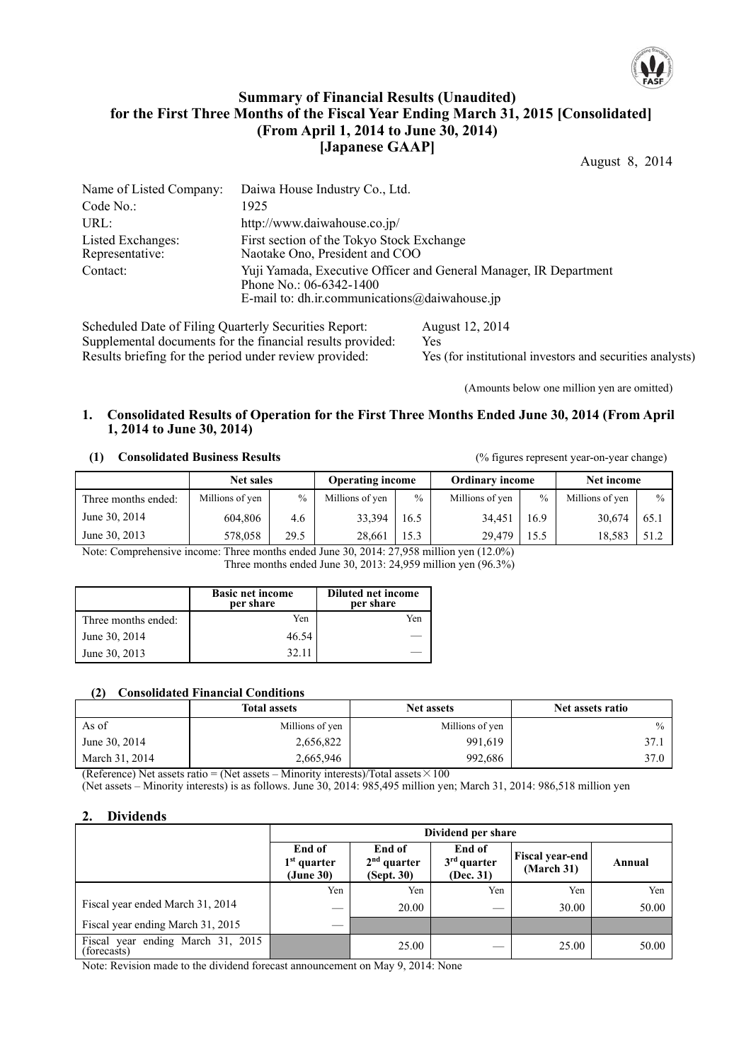# Summary of Financial Results (Unaudited) for the First Three Months of the Fiscal Year Ending March 31, 2015 [Consolidated] (From April 1, 2014 to June 30, 2014) [Japanese GAAP]

August 8, 2014

| | |
|---|---|
| Name of Listed Company: | Daiwa House Industry Co., Ltd. |
| Code No.: | 1925 |
| URL: | http://www.daiwahouse.co.jp/ |
| Listed Exchanges: | First section of the Tokyo Stock Exchange |
| Representative: | Naotake Ono, President and COO |
| Contact: | Yuji Yamada, Executive Officer and General Manager, IR Department<br>Phone No.: 06-6342-1400<br>E-mail to: dh.ir.communications@daiwahouse.jp |

| | |
|---|---|
| Scheduled Date of Filing Quarterly Securities Report: | August 12, 2014 |
| Supplemental documents for the financial results provided: | Yes |
| Results briefing for the period under review provided: | Yes (for institutional investors and securities analysts) |

(Amounts below one million yen are omitted)

## 1. Consolidated Results of Operation for the First Three Months Ended June 30, 2014 (From April 1, 2014 to June 30, 2014)

### (1) Consolidated Business Results

(% figures represent year-on-year change)

| | Net sales | | Operating income | | Ordinary income | | Net income | |
|---|---|---|---|---|---|---|---|---|
| Three months ended: | Millions of yen | % | Millions of yen | % | Millions of yen | % | Millions of yen | % |
| June 30, 2014 | 604,806 | 4.6 | 33,394 | 16.5 | 34,451 | 16.9 | 30,674 | 65.1 |
| June 30, 2013 | 578,058 | 29.5 | 28,661 | 15.3 | 29,479 | 15.5 | 18,583 | 51.2 |

Note: Comprehensive income: Three months ended June 30, 2014: 27,958 million yen (12.0%)
Three months ended June 30, 2013: 24,959 million yen (96.3%)

| | Basic net income per share | Diluted net income per share |
|---|---|---|
| Three months ended: | Yen | Yen |
| June 30, 2014 | 46.54 | — |
| June 30, 2013 | 32.11 | — |

### (2) Consolidated Financial Conditions

| | Total assets | Net assets | Net assets ratio |
|---|---|---|---|
| As of | Millions of yen | Millions of yen | % |
| June 30, 2014 | 2,656,822 | 991,619 | 37.1 |
| March 31, 2014 | 2,665,946 | 992,686 | 37.0 |

(Reference) Net assets ratio = (Net assets – Minority interests)/Total assets × 100
(Net assets – Minority interests) is as follows. June 30, 2014: 985,495 million yen; March 31, 2014: 986,518 million yen

## 2. Dividends

| | Dividend per share | | | | |
|---|---|---|---|---|---|
| | End of 1st quarter (June 30) | End of 2nd quarter (Sept. 30) | End of 3rd quarter (Dec. 31) | Fiscal year-end (March 31) | Annual |
| | Yen | Yen | Yen | Yen | Yen |
| Fiscal year ended March 31, 2014 | — | 20.00 | — | 30.00 | 50.00 |
| Fiscal year ending March 31, 2015 | — | | | | |
| Fiscal year ending March 31, 2015 (forecasts) | | 25.00 | — | 25.00 | 50.00 |

Note: Revision made to the dividend forecast announcement on May 9, 2014: None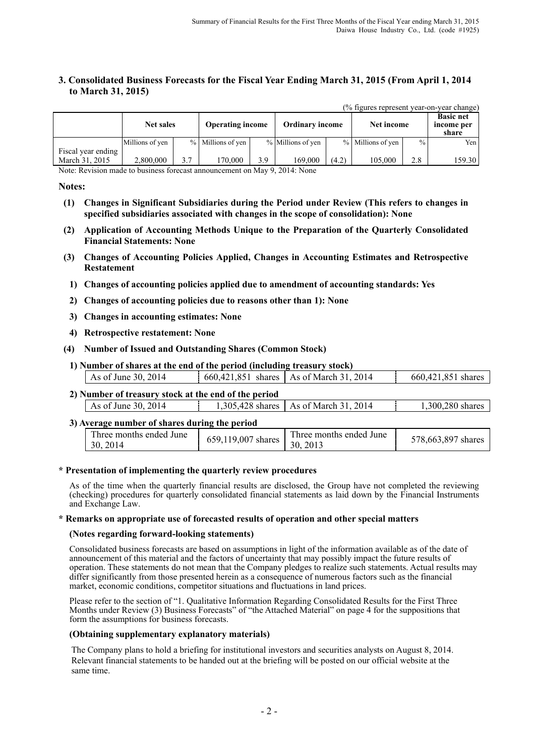### 3. Consolidated Business Forecasts for the Fiscal Year Ending March 31, 2015 (From April 1, 2014 to March 31, 2015)

(% figures represent year-on-year change)

| | Net sales | | Operating income | | Ordinary income | | Net income | | Basic net income per share |
|---|---|---|---|---|---|---|---|---|---|
| | Millions of yen | % | Millions of yen | % | Millions of yen | % | Millions of yen | % | Yen |
| Fiscal year ending March 31, 2015 | 2,800,000 | 3.7 | 170,000 | 3.9 | 169,000 | (4.2) | 105,000 | 2.8 | 159.30 |

Note: Revision made to business forecast announcement on May 9, 2014: None

**Notes:**

**(1) Changes in Significant Subsidiaries during the Period under Review (This refers to changes in specified subsidiaries associated with changes in the scope of consolidation): None**

**(2) Application of Accounting Methods Unique to the Preparation of the Quarterly Consolidated Financial Statements: None**

**(3) Changes of Accounting Policies Applied, Changes in Accounting Estimates and Retrospective Restatement**

**1) Changes of accounting policies applied due to amendment of accounting standards: Yes**

**2) Changes of accounting policies due to reasons other than 1): None**

**3) Changes in accounting estimates: None**

**4) Retrospective restatement: None**

**(4) Number of Issued and Outstanding Shares (Common Stock)**

**1) Number of shares at the end of the period (including treasury stock)**

| As of June 30, 2014 | 660,421,851 shares | As of March 31, 2014 | 660,421,851 shares |
|---|---|---|---|

**2) Number of treasury stock at the end of the period**

| As of June 30, 2014 | 1,305,428 shares | As of March 31, 2014 | 1,300,280 shares |
|---|---|---|---|

**3) Average number of shares during the period**

| Three months ended June 30, 2014 | 659,119,007 shares | Three months ended June 30, 2013 | 578,663,897 shares |
|---|---|---|---|

**\* Presentation of implementing the quarterly review procedures**

As of the time when the quarterly financial results are disclosed, the Group have not completed the reviewing (checking) procedures for quarterly consolidated financial statements as laid down by the Financial Instruments and Exchange Law.

**\* Remarks on appropriate use of forecasted results of operation and other special matters**

**(Notes regarding forward-looking statements)**

Consolidated business forecasts are based on assumptions in light of the information available as of the date of announcement of this material and the factors of uncertainty that may possibly impact the future results of operation. These statements do not mean that the Company pledges to realize such statements. Actual results may differ significantly from those presented herein as a consequence of numerous factors such as the financial market, economic conditions, competitor situations and fluctuations in land prices.

Please refer to the section of "1. Qualitative Information Regarding Consolidated Results for the First Three Months under Review (3) Business Forecasts" of "the Attached Material" on page 4 for the suppositions that form the assumptions for business forecasts.

**(Obtaining supplementary explanatory materials)**

The Company plans to hold a briefing for institutional investors and securities analysts on August 8, 2014. Relevant financial statements to be handed out at the briefing will be posted on our official website at the same time.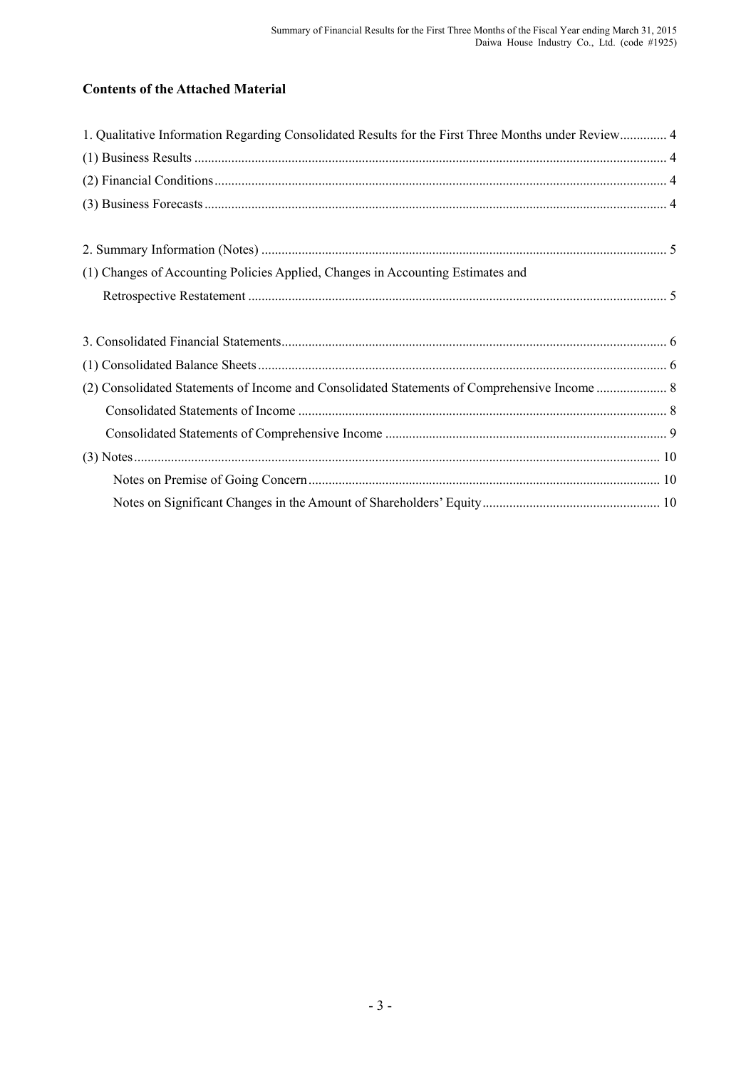## Contents of the Attached Material

1. Qualitative Information Regarding Consolidated Results for the First Three Months under Review.............. 4

(1) Business Results ........................................................................................................................................... 4

(2) Financial Conditions..................................................................................................................................... 4

(3) Business Forecasts........................................................................................................................................ 4

2. Summary Information (Notes) ....................................................................................................................... 5

(1) Changes of Accounting Policies Applied, Changes in Accounting Estimates and

Retrospective Restatement ........................................................................................................................... 5

3. Consolidated Financial Statements.................................................................................................................. 6

(1) Consolidated Balance Sheets......................................................................................................................... 6

(2) Consolidated Statements of Income and Consolidated Statements of Comprehensive Income ..................... 8

Consolidated Statements of Income ............................................................................................................. 8

Consolidated Statements of Comprehensive Income .................................................................................... 9

(3) Notes........................................................................................................................................................... 10

Notes on Premise of Going Concern........................................................................................................ 10

Notes on Significant Changes in the Amount of Shareholders' Equity..................................................... 10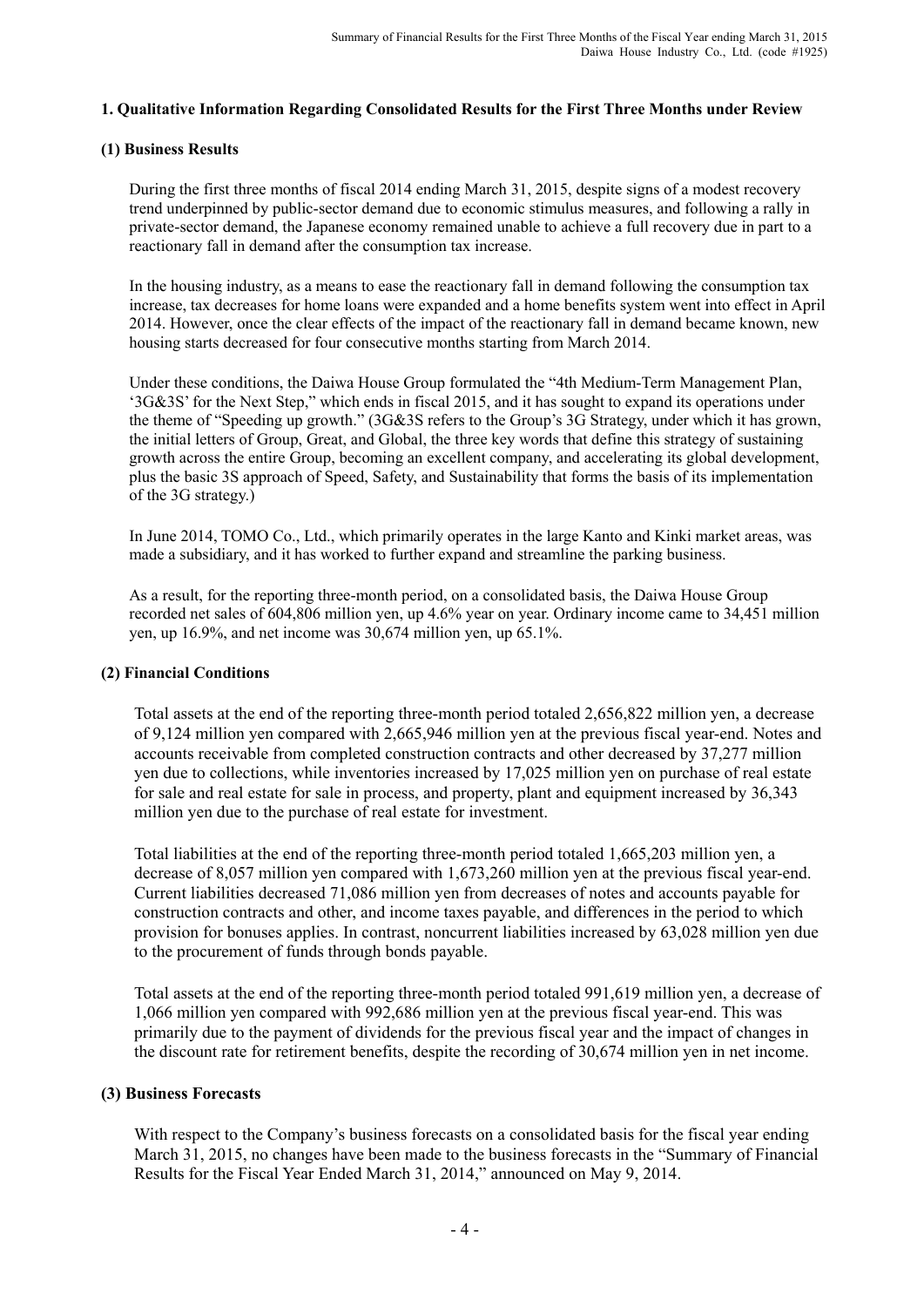## 1. Qualitative Information Regarding Consolidated Results for the First Three Months under Review

### (1) Business Results

During the first three months of fiscal 2014 ending March 31, 2015, despite signs of a modest recovery trend underpinned by public-sector demand due to economic stimulus measures, and following a rally in private-sector demand, the Japanese economy remained unable to achieve a full recovery due in part to a reactionary fall in demand after the consumption tax increase.

In the housing industry, as a means to ease the reactionary fall in demand following the consumption tax increase, tax decreases for home loans were expanded and a home benefits system went into effect in April 2014. However, once the clear effects of the impact of the reactionary fall in demand became known, new housing starts decreased for four consecutive months starting from March 2014.

Under these conditions, the Daiwa House Group formulated the "4th Medium-Term Management Plan, '3G&3S' for the Next Step," which ends in fiscal 2015, and it has sought to expand its operations under the theme of "Speeding up growth." (3G&3S refers to the Group's 3G Strategy, under which it has grown, the initial letters of Group, Great, and Global, the three key words that define this strategy of sustaining growth across the entire Group, becoming an excellent company, and accelerating its global development, plus the basic 3S approach of Speed, Safety, and Sustainability that forms the basis of its implementation of the 3G strategy.)

In June 2014, TOMO Co., Ltd., which primarily operates in the large Kanto and Kinki market areas, was made a subsidiary, and it has worked to further expand and streamline the parking business.

As a result, for the reporting three-month period, on a consolidated basis, the Daiwa House Group recorded net sales of 604,806 million yen, up 4.6% year on year. Ordinary income came to 34,451 million yen, up 16.9%, and net income was 30,674 million yen, up 65.1%.

### (2) Financial Conditions

Total assets at the end of the reporting three-month period totaled 2,656,822 million yen, a decrease of 9,124 million yen compared with 2,665,946 million yen at the previous fiscal year-end. Notes and accounts receivable from completed construction contracts and other decreased by 37,277 million yen due to collections, while inventories increased by 17,025 million yen on purchase of real estate for sale and real estate for sale in process, and property, plant and equipment increased by 36,343 million yen due to the purchase of real estate for investment.

Total liabilities at the end of the reporting three-month period totaled 1,665,203 million yen, a decrease of 8,057 million yen compared with 1,673,260 million yen at the previous fiscal year-end. Current liabilities decreased 71,086 million yen from decreases of notes and accounts payable for construction contracts and other, and income taxes payable, and differences in the period to which provision for bonuses applies. In contrast, noncurrent liabilities increased by 63,028 million yen due to the procurement of funds through bonds payable.

Total assets at the end of the reporting three-month period totaled 991,619 million yen, a decrease of 1,066 million yen compared with 992,686 million yen at the previous fiscal year-end. This was primarily due to the payment of dividends for the previous fiscal year and the impact of changes in the discount rate for retirement benefits, despite the recording of 30,674 million yen in net income.

### (3) Business Forecasts

With respect to the Company's business forecasts on a consolidated basis for the fiscal year ending March 31, 2015, no changes have been made to the business forecasts in the "Summary of Financial Results for the Fiscal Year Ended March 31, 2014," announced on May 9, 2014.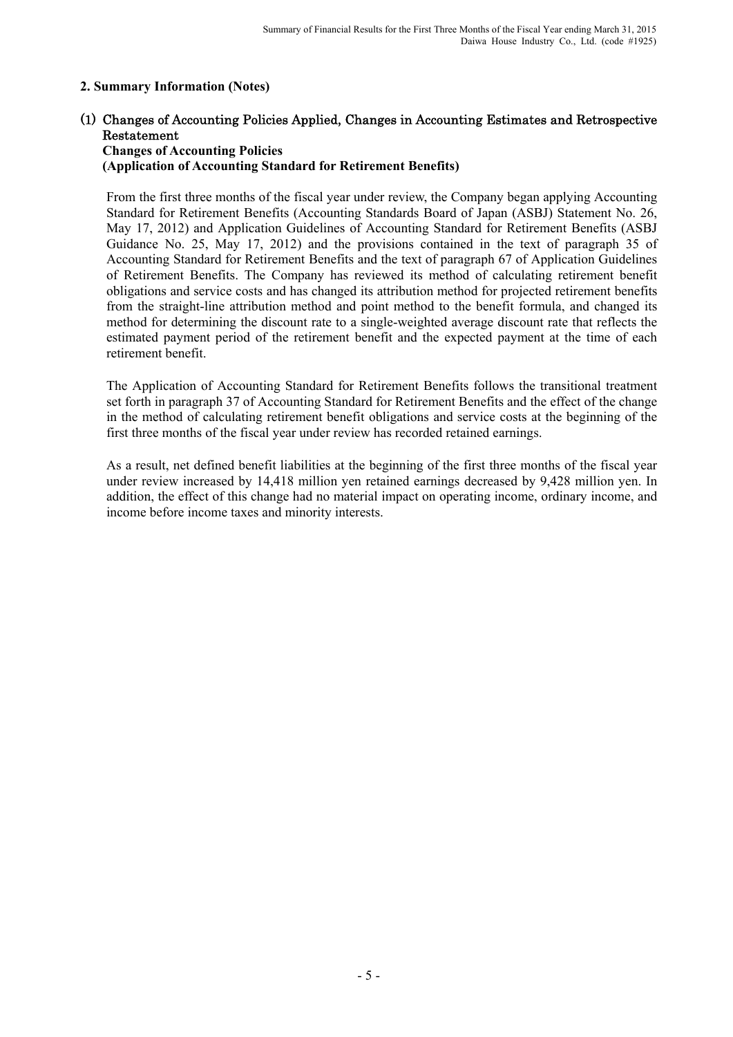## 2. Summary Information (Notes)

### (1) Changes of Accounting Policies Applied, Changes in Accounting Estimates and Retrospective Restatement

**Changes of Accounting Policies**

**(Application of Accounting Standard for Retirement Benefits)**

From the first three months of the fiscal year under review, the Company began applying Accounting Standard for Retirement Benefits (Accounting Standards Board of Japan (ASBJ) Statement No. 26, May 17, 2012) and Application Guidelines of Accounting Standard for Retirement Benefits (ASBJ Guidance No. 25, May 17, 2012) and the provisions contained in the text of paragraph 35 of Accounting Standard for Retirement Benefits and the text of paragraph 67 of Application Guidelines of Retirement Benefits. The Company has reviewed its method of calculating retirement benefit obligations and service costs and has changed its attribution method for projected retirement benefits from the straight-line attribution method and point method to the benefit formula, and changed its method for determining the discount rate to a single-weighted average discount rate that reflects the estimated payment period of the retirement benefit and the expected payment at the time of each retirement benefit.

The Application of Accounting Standard for Retirement Benefits follows the transitional treatment set forth in paragraph 37 of Accounting Standard for Retirement Benefits and the effect of the change in the method of calculating retirement benefit obligations and service costs at the beginning of the first three months of the fiscal year under review has recorded retained earnings.

As a result, net defined benefit liabilities at the beginning of the first three months of the fiscal year under review increased by 14,418 million yen retained earnings decreased by 9,428 million yen. In addition, the effect of this change had no material impact on operating income, ordinary income, and income before income taxes and minority interests.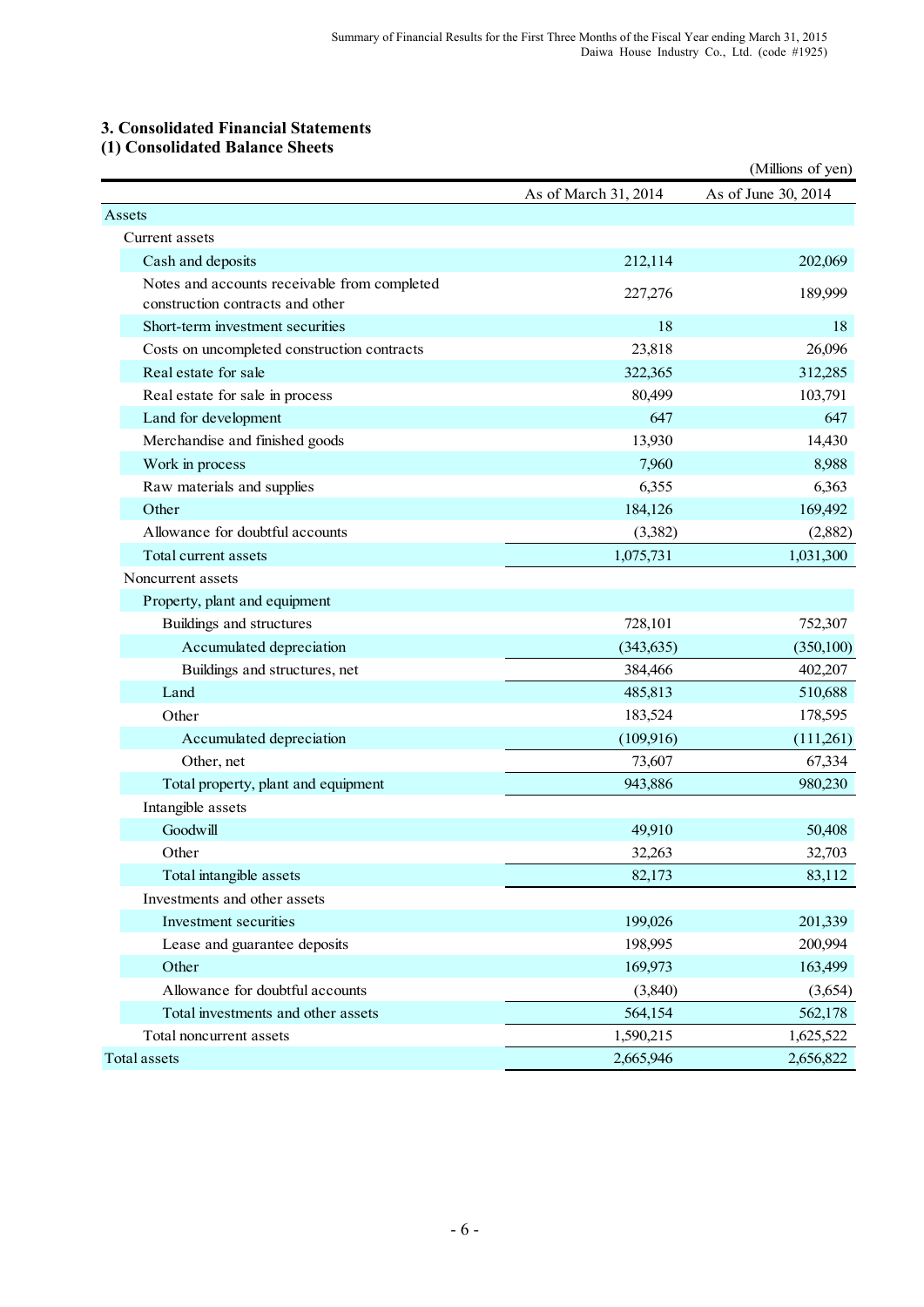## 3. Consolidated Financial Statements

### (1) Consolidated Balance Sheets

(Millions of yen)

| | As of March 31, 2014 | As of June 30, 2014 |
|---|---|---|
| Assets | | |
| Current assets | | |
| Cash and deposits | 212,114 | 202,069 |
| Notes and accounts receivable from completed construction contracts and other | 227,276 | 189,999 |
| Short-term investment securities | 18 | 18 |
| Costs on uncompleted construction contracts | 23,818 | 26,096 |
| Real estate for sale | 322,365 | 312,285 |
| Real estate for sale in process | 80,499 | 103,791 |
| Land for development | 647 | 647 |
| Merchandise and finished goods | 13,930 | 14,430 |
| Work in process | 7,960 | 8,988 |
| Raw materials and supplies | 6,355 | 6,363 |
| Other | 184,126 | 169,492 |
| Allowance for doubtful accounts | (3,382) | (2,882) |
| Total current assets | 1,075,731 | 1,031,300 |
| Noncurrent assets | | |
| Property, plant and equipment | | |
| Buildings and structures | 728,101 | 752,307 |
| Accumulated depreciation | (343,635) | (350,100) |
| Buildings and structures, net | 384,466 | 402,207 |
| Land | 485,813 | 510,688 |
| Other | 183,524 | 178,595 |
| Accumulated depreciation | (109,916) | (111,261) |
| Other, net | 73,607 | 67,334 |
| Total property, plant and equipment | 943,886 | 980,230 |
| Intangible assets | | |
| Goodwill | 49,910 | 50,408 |
| Other | 32,263 | 32,703 |
| Total intangible assets | 82,173 | 83,112 |
| Investments and other assets | | |
| Investment securities | 199,026 | 201,339 |
| Lease and guarantee deposits | 198,995 | 200,994 |
| Other | 169,973 | 163,499 |
| Allowance for doubtful accounts | (3,840) | (3,654) |
| Total investments and other assets | 564,154 | 562,178 |
| Total noncurrent assets | 1,590,215 | 1,625,522 |
| Total assets | 2,665,946 | 2,656,822 |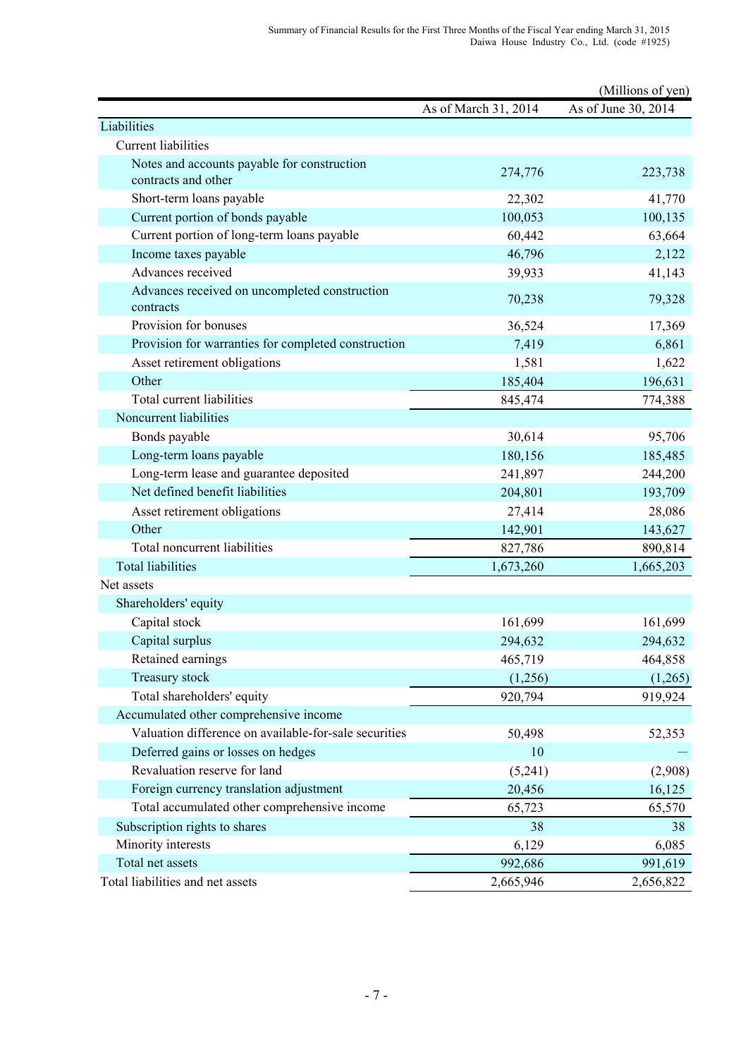(Millions of yen)

| | As of March 31, 2014 | As of June 30, 2014 |
|---|---|---|
| Liabilities | | |
| Current liabilities | | |
| Notes and accounts payable for construction contracts and other | 274,776 | 223,738 |
| Short-term loans payable | 22,302 | 41,770 |
| Current portion of bonds payable | 100,053 | 100,135 |
| Current portion of long-term loans payable | 60,442 | 63,664 |
| Income taxes payable | 46,796 | 2,122 |
| Advances received | 39,933 | 41,143 |
| Advances received on uncompleted construction contracts | 70,238 | 79,328 |
| Provision for bonuses | 36,524 | 17,369 |
| Provision for warranties for completed construction | 7,419 | 6,861 |
| Asset retirement obligations | 1,581 | 1,622 |
| Other | 185,404 | 196,631 |
| Total current liabilities | 845,474 | 774,388 |
| Noncurrent liabilities | | |
| Bonds payable | 30,614 | 95,706 |
| Long-term loans payable | 180,156 | 185,485 |
| Long-term lease and guarantee deposited | 241,897 | 244,200 |
| Net defined benefit liabilities | 204,801 | 193,709 |
| Asset retirement obligations | 27,414 | 28,086 |
| Other | 142,901 | 143,627 |
| Total noncurrent liabilities | 827,786 | 890,814 |
| Total liabilities | 1,673,260 | 1,665,203 |
| Net assets | | |
| Shareholders' equity | | |
| Capital stock | 161,699 | 161,699 |
| Capital surplus | 294,632 | 294,632 |
| Retained earnings | 465,719 | 464,858 |
| Treasury stock | (1,256) | (1,265) |
| Total shareholders' equity | 920,794 | 919,924 |
| Accumulated other comprehensive income | | |
| Valuation difference on available-for-sale securities | 50,498 | 52,353 |
| Deferred gains or losses on hedges | 10 | — |
| Revaluation reserve for land | (5,241) | (2,908) |
| Foreign currency translation adjustment | 20,456 | 16,125 |
| Total accumulated other comprehensive income | 65,723 | 65,570 |
| Subscription rights to shares | 38 | 38 |
| Minority interests | 6,129 | 6,085 |
| Total net assets | 992,686 | 991,619 |
| Total liabilities and net assets | 2,665,946 | 2,656,822 |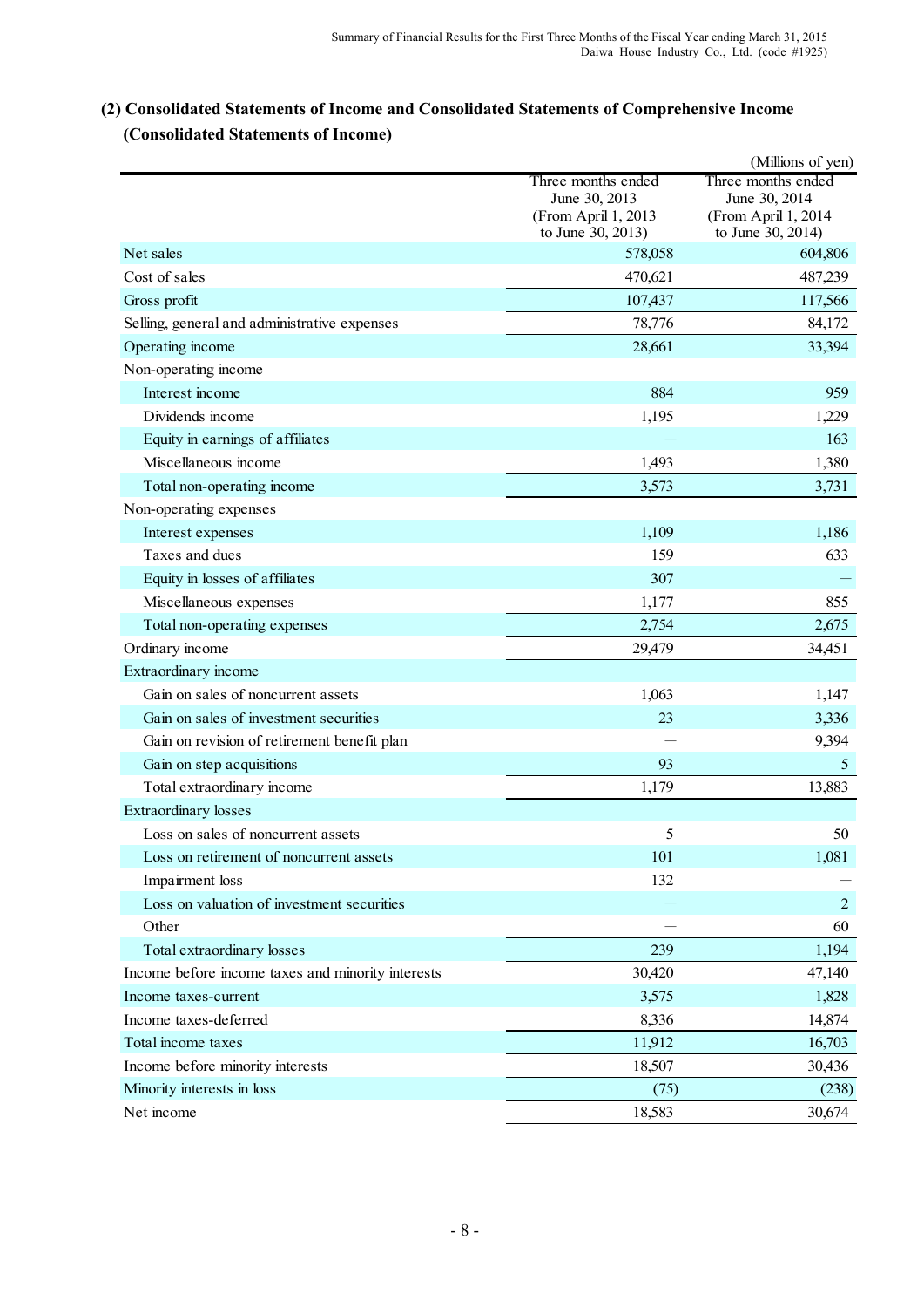## (2) Consolidated Statements of Income and Consolidated Statements of Comprehensive Income

### (Consolidated Statements of Income)

(Millions of yen)

| | Three months ended June 30, 2013 (From April 1, 2013 to June 30, 2013) | Three months ended June 30, 2014 (From April 1, 2014 to June 30, 2014) |
|---|---|---|
| Net sales | 578,058 | 604,806 |
| Cost of sales | 470,621 | 487,239 |
| Gross profit | 107,437 | 117,566 |
| Selling, general and administrative expenses | 78,776 | 84,172 |
| Operating income | 28,661 | 33,394 |
| Non-operating income | | |
| Interest income | 884 | 959 |
| Dividends income | 1,195 | 1,229 |
| Equity in earnings of affiliates | — | 163 |
| Miscellaneous income | 1,493 | 1,380 |
| Total non-operating income | 3,573 | 3,731 |
| Non-operating expenses | | |
| Interest expenses | 1,109 | 1,186 |
| Taxes and dues | 159 | 633 |
| Equity in losses of affiliates | 307 | — |
| Miscellaneous expenses | 1,177 | 855 |
| Total non-operating expenses | 2,754 | 2,675 |
| Ordinary income | 29,479 | 34,451 |
| Extraordinary income | | |
| Gain on sales of noncurrent assets | 1,063 | 1,147 |
| Gain on sales of investment securities | 23 | 3,336 |
| Gain on revision of retirement benefit plan | — | 9,394 |
| Gain on step acquisitions | 93 | 5 |
| Total extraordinary income | 1,179 | 13,883 |
| Extraordinary losses | | |
| Loss on sales of noncurrent assets | 5 | 50 |
| Loss on retirement of noncurrent assets | 101 | 1,081 |
| Impairment loss | 132 | — |
| Loss on valuation of investment securities | — | 2 |
| Other | — | 60 |
| Total extraordinary losses | 239 | 1,194 |
| Income before income taxes and minority interests | 30,420 | 47,140 |
| Income taxes-current | 3,575 | 1,828 |
| Income taxes-deferred | 8,336 | 14,874 |
| Total income taxes | 11,912 | 16,703 |
| Income before minority interests | 18,507 | 30,436 |
| Minority interests in loss | (75) | (238) |
| Net income | 18,583 | 30,674 |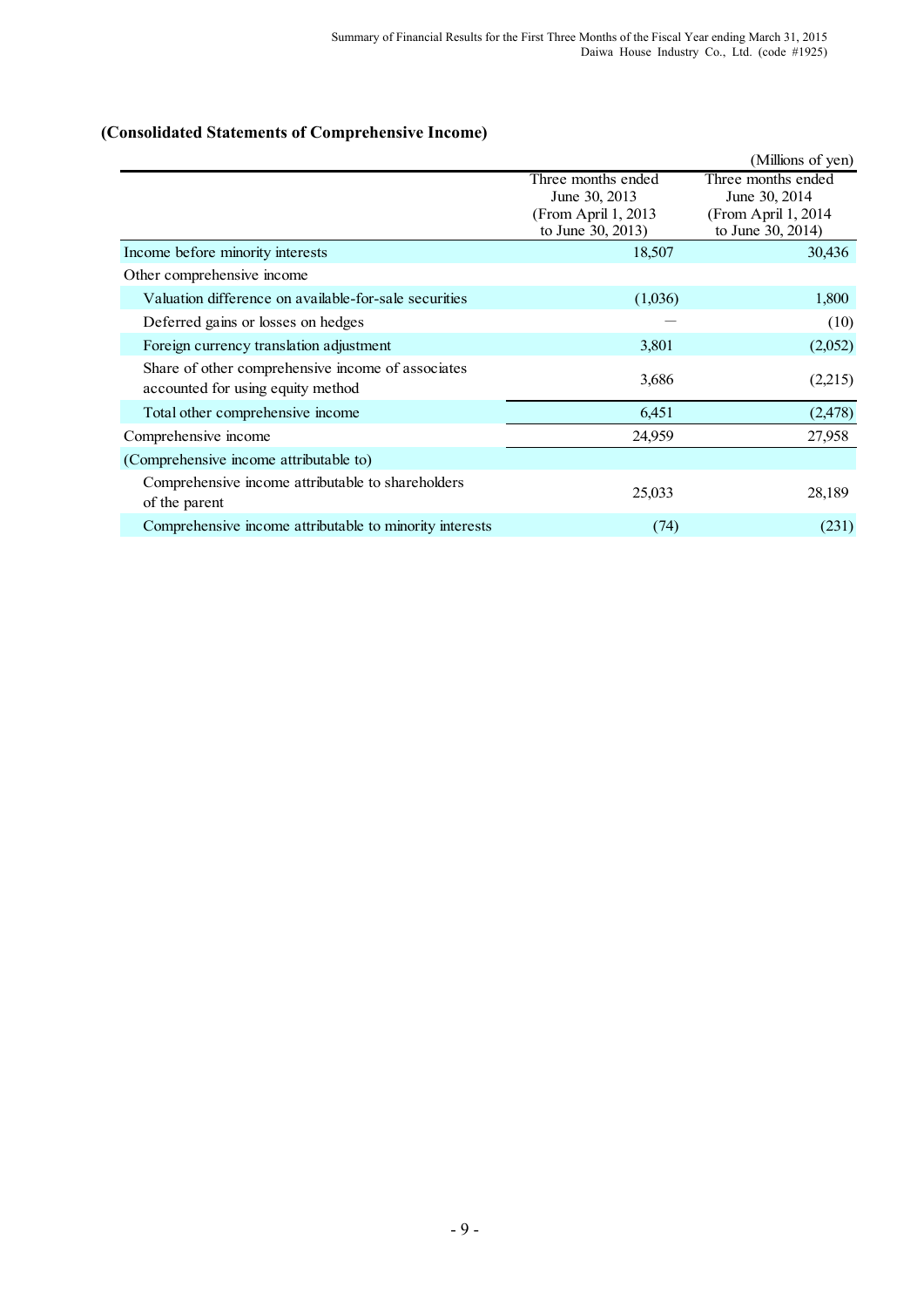## (Consolidated Statements of Comprehensive Income)

(Millions of yen)

| | Three months ended June 30, 2013 (From April 1, 2013 to June 30, 2013) | Three months ended June 30, 2014 (From April 1, 2014 to June 30, 2014) |
|---|---|---|
| Income before minority interests | 18,507 | 30,436 |
| Other comprehensive income | | |
| Valuation difference on available-for-sale securities | (1,036) | 1,800 |
| Deferred gains or losses on hedges | ― | (10) |
| Foreign currency translation adjustment | 3,801 | (2,052) |
| Share of other comprehensive income of associates accounted for using equity method | 3,686 | (2,215) |
| Total other comprehensive income | 6,451 | (2,478) |
| Comprehensive income | 24,959 | 27,958 |
| (Comprehensive income attributable to) | | |
| Comprehensive income attributable to shareholders of the parent | 25,033 | 28,189 |
| Comprehensive income attributable to minority interests | (74) | (231) |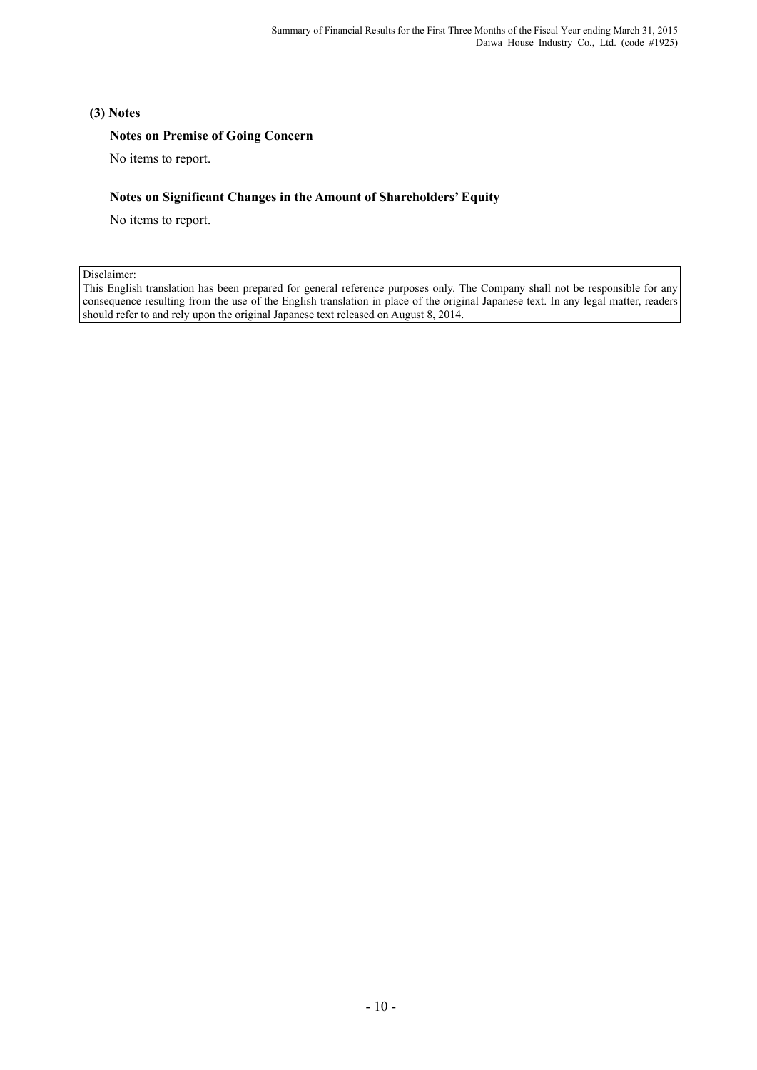### (3) Notes

**Notes on Premise of Going Concern**

No items to report.

**Notes on Significant Changes in the Amount of Shareholders' Equity**

No items to report.

Disclaimer:
This English translation has been prepared for general reference purposes only. The Company shall not be responsible for any consequence resulting from the use of the English translation in place of the original Japanese text. In any legal matter, readers should refer to and rely upon the original Japanese text released on August 8, 2014.